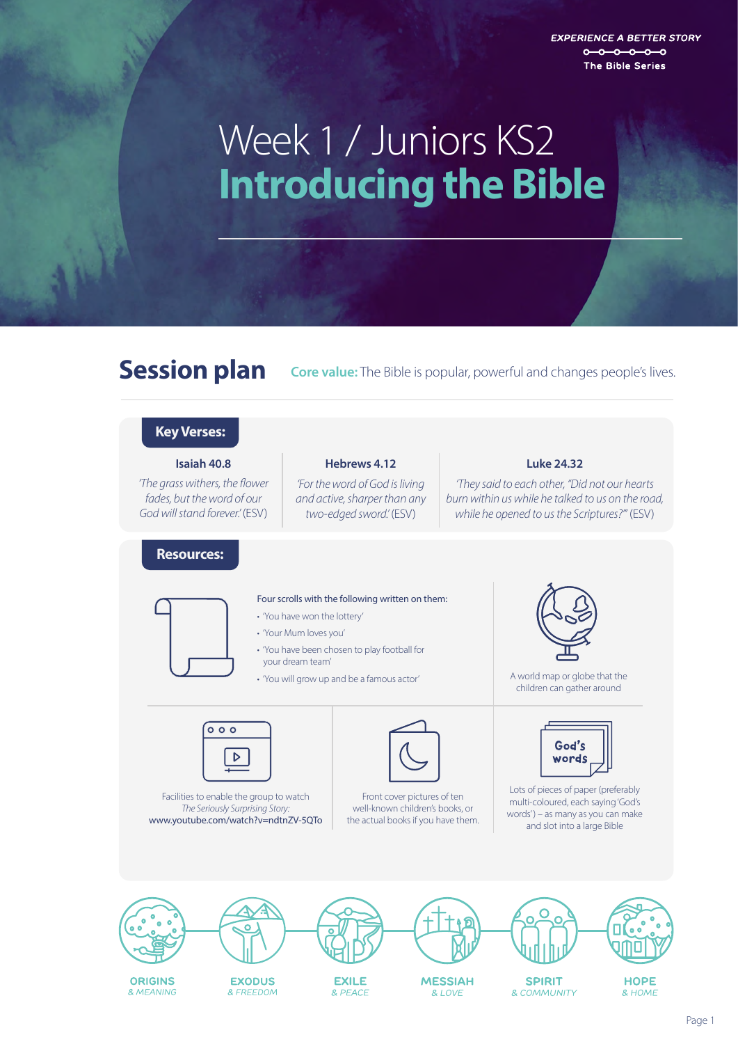EXPERIENCE A BETTER STORY
The Bible Series

# Week 1 / Juniors KS2
# Introducing the Bible

## Session plan

**Core value:** The Bible is popular, powerful and changes people's lives.

### Key Verses:

**Isaiah 40.8**

*'The grass withers, the flower fades, but the word of our God will stand forever.'* (ESV)

**Hebrews 4.12**

*'For the word of God is living and active, sharper than any two-edged sword.'* (ESV)

**Luke 24.32**

*'They said to each other, "Did not our hearts burn within us while he talked to us on the road, while he opened to us the Scriptures?"'* (ESV)

### Resources:

Four scrolls with the following written on them:

- 'You have won the lottery'
- 'Your Mum loves you'
- 'You have been chosen to play football for your dream team'
- 'You will grow up and be a famous actor'

A world map or globe that the children can gather around

Facilities to enable the group to watch *The Seriously Surprising Story:* www.youtube.com/watch?v=ndtnZV-5QTo

Front cover pictures of ten well-known children's books, or the actual books if you have them.

Lots of pieces of paper (preferably multi-coloured, each saying 'God's words') – as many as you can make and slot into a large Bible

ORIGINS & MEANING · EXODUS & FREEDOM · EXILE & PEACE · MESSIAH & LOVE · SPIRIT & COMMUNITY · HOPE & HOME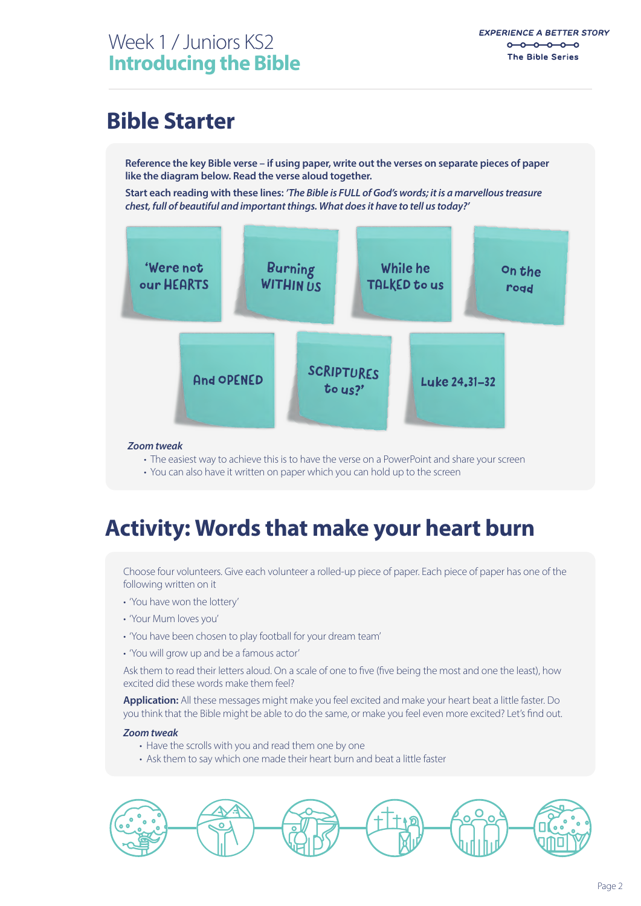Week 1 / Juniors KS2
**Introducing the Bible**

## Bible Starter

**Reference the key Bible verse – if using paper, write out the verses on separate pieces of paper like the diagram below. Read the verse aloud together.**

**Start each reading with these lines:** ***'The Bible is FULL of God's words; it is a marvellous treasure chest, full of beautiful and important things. What does it have to tell us today?'***

'Were not our HEARTS | Burning WITHIN US | While he TALKED to us | On the road | And OPENED | SCRIPTURES to us?' | Luke 24,31–32

***Zoom tweak***

- The easiest way to achieve this is to have the verse on a PowerPoint and share your screen
- You can also have it written on paper which you can hold up to the screen

## Activity: Words that make your heart burn

Choose four volunteers. Give each volunteer a rolled-up piece of paper. Each piece of paper has one of the following written on it

- 'You have won the lottery'
- 'Your Mum loves you'
- 'You have been chosen to play football for your dream team'
- 'You will grow up and be a famous actor'

Ask them to read their letters aloud. On a scale of one to five (five being the most and one the least), how excited did these words make them feel?

**Application:** All these messages might make you feel excited and make your heart beat a little faster. Do you think that the Bible might be able to do the same, or make you feel even more excited? Let's find out.

***Zoom tweak***

- Have the scrolls with you and read them one by one
- Ask them to say which one made their heart burn and beat a little faster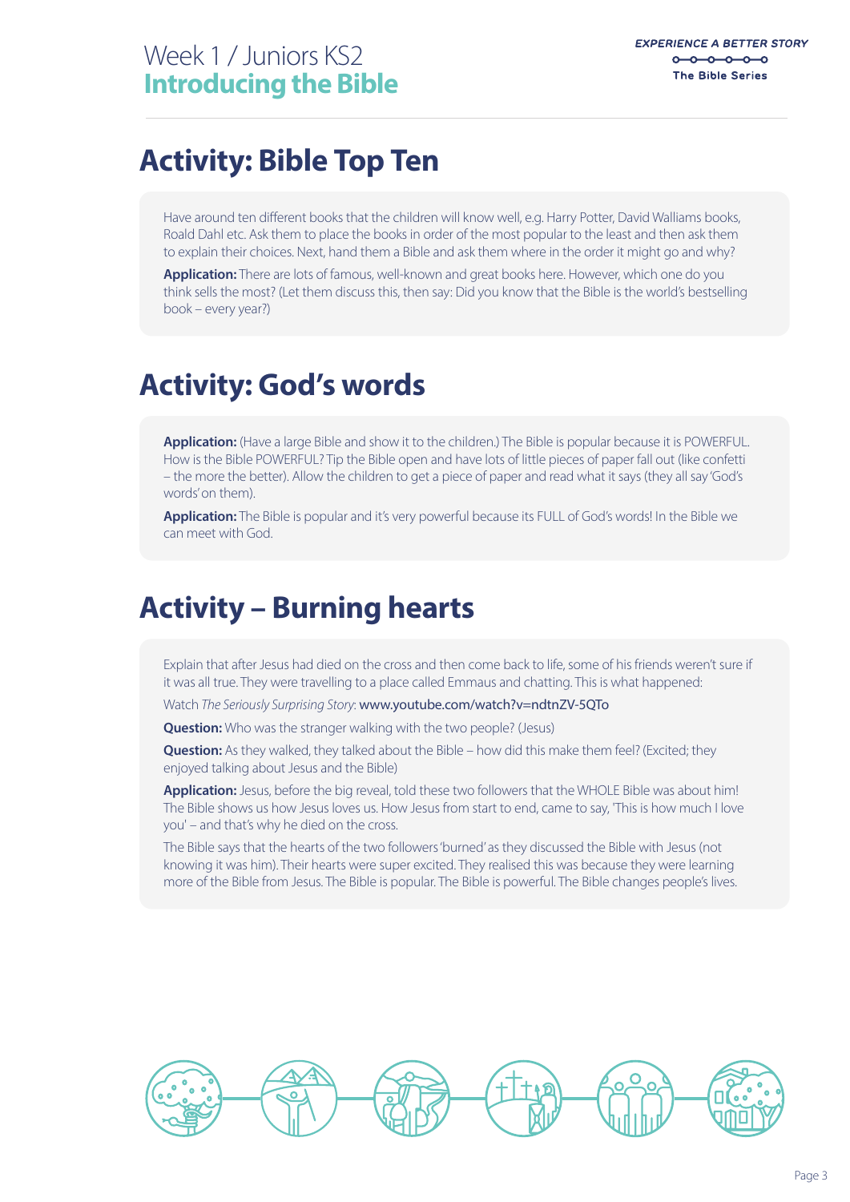# Activity: Bible Top Ten

Have around ten different books that the children will know well, e.g. Harry Potter, David Walliams books, Roald Dahl etc. Ask them to place the books in order of the most popular to the least and then ask them to explain their choices. Next, hand them a Bible and ask them where in the order it might go and why?

**Application:** There are lots of famous, well-known and great books here. However, which one do you think sells the most? (Let them discuss this, then say: Did you know that the Bible is the world's bestselling book – every year?)

# Activity: God's words

**Application:** (Have a large Bible and show it to the children.) The Bible is popular because it is POWERFUL. How is the Bible POWERFUL? Tip the Bible open and have lots of little pieces of paper fall out (like confetti – the more the better). Allow the children to get a piece of paper and read what it says (they all say 'God's words' on them).

**Application:** The Bible is popular and it's very powerful because its FULL of God's words! In the Bible we can meet with God.

# Activity – Burning hearts

Explain that after Jesus had died on the cross and then come back to life, some of his friends weren't sure if it was all true. They were travelling to a place called Emmaus and chatting. This is what happened:

Watch *The Seriously Surprising Story*: www.youtube.com/watch?v=ndtnZV-5QTo

**Question:** Who was the stranger walking with the two people? (Jesus)

**Question:** As they walked, they talked about the Bible – how did this make them feel? (Excited; they enjoyed talking about Jesus and the Bible)

**Application:** Jesus, before the big reveal, told these two followers that the WHOLE Bible was about him! The Bible shows us how Jesus loves us. How Jesus from start to end, came to say, 'This is how much I love you' – and that's why he died on the cross.

The Bible says that the hearts of the two followers 'burned' as they discussed the Bible with Jesus (not knowing it was him). Their hearts were super excited. They realised this was because they were learning more of the Bible from Jesus. The Bible is popular. The Bible is powerful. The Bible changes people's lives.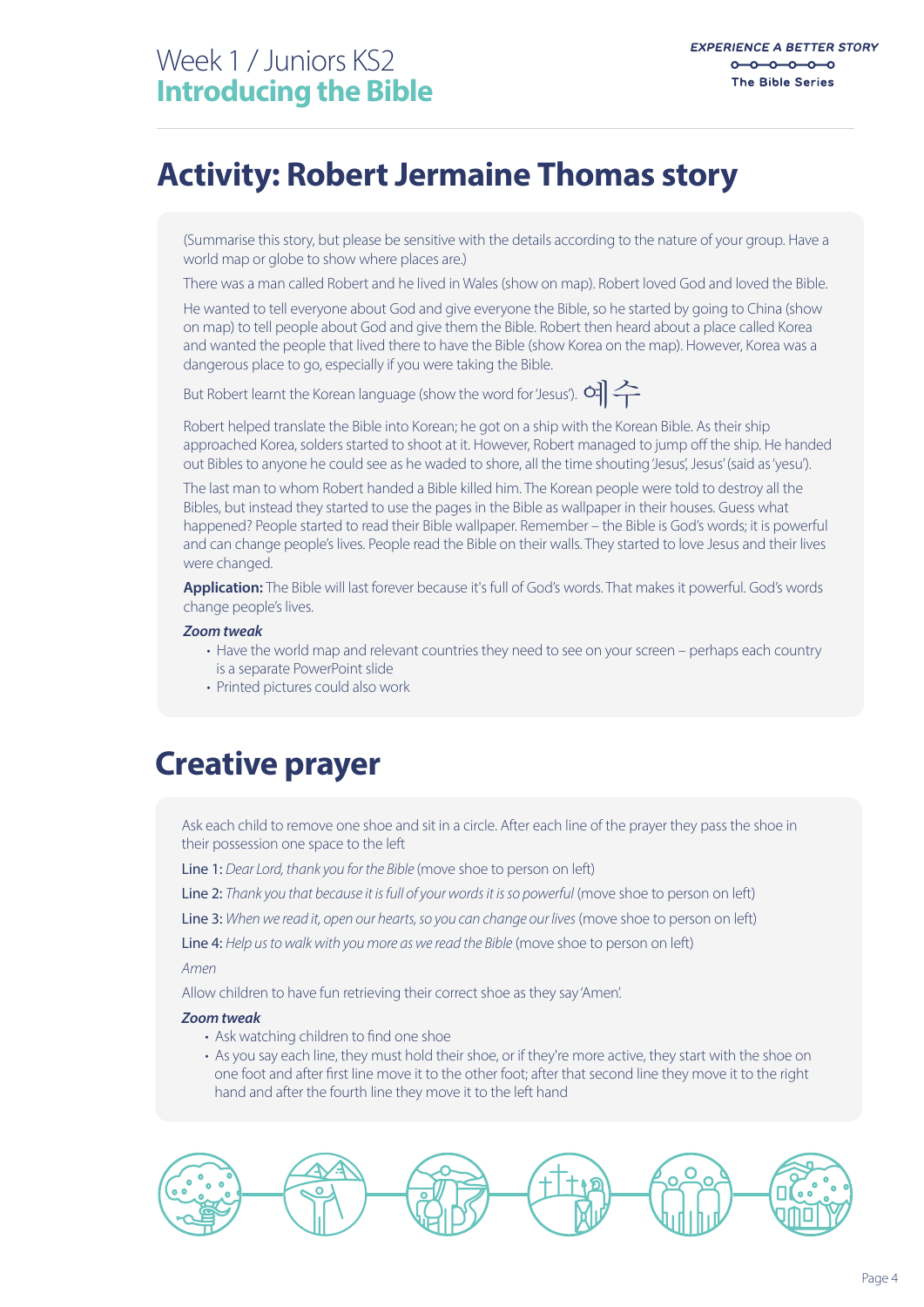## Activity: Robert Jermaine Thomas story

(Summarise this story, but please be sensitive with the details according to the nature of your group. Have a world map or globe to show where places are.)

There was a man called Robert and he lived in Wales (show on map). Robert loved God and loved the Bible.

He wanted to tell everyone about God and give everyone the Bible, so he started by going to China (show on map) to tell people about God and give them the Bible. Robert then heard about a place called Korea and wanted the people that lived there to have the Bible (show Korea on the map). However, Korea was a dangerous place to go, especially if you were taking the Bible.

But Robert learnt the Korean language (show the word for 'Jesus'). 예수

Robert helped translate the Bible into Korean; he got on a ship with the Korean Bible. As their ship approached Korea, soldiers started to shoot at it. However, Robert managed to jump off the ship. He handed out Bibles to anyone he could see as he waded to shore, all the time shouting 'Jesus', Jesus' (said as 'yesu').

The last man to whom Robert handed a Bible killed him. The Korean people were told to destroy all the Bibles, but instead they started to use the pages in the Bible as wallpaper in their houses. Guess what happened? People started to read their Bible wallpaper. Remember – the Bible is God's words; it is powerful and can change people's lives. People read the Bible on their walls. They started to love Jesus and their lives were changed.

**Application:** The Bible will last forever because it's full of God's words. That makes it powerful. God's words change people's lives.

***Zoom tweak***

- Have the world map and relevant countries they need to see on your screen – perhaps each country is a separate PowerPoint slide
- Printed pictures could also work

## Creative prayer

Ask each child to remove one shoe and sit in a circle. After each line of the prayer they pass the shoe in their possession one space to the left

Line 1: *Dear Lord, thank you for the Bible* (move shoe to person on left)

Line 2: *Thank you that because it is full of your words it is so powerful* (move shoe to person on left)

Line 3: *When we read it, open our hearts, so you can change our lives* (move shoe to person on left)

Line 4: *Help us to walk with you more as we read the Bible* (move shoe to person on left)

*Amen*

Allow children to have fun retrieving their correct shoe as they say 'Amen'.

***Zoom tweak***

- Ask watching children to find one shoe
- As you say each line, they must hold their shoe, or if they're more active, they start with the shoe on one foot and after first line move it to the other foot; after that second line they move it to the right hand and after the fourth line they move it to the left hand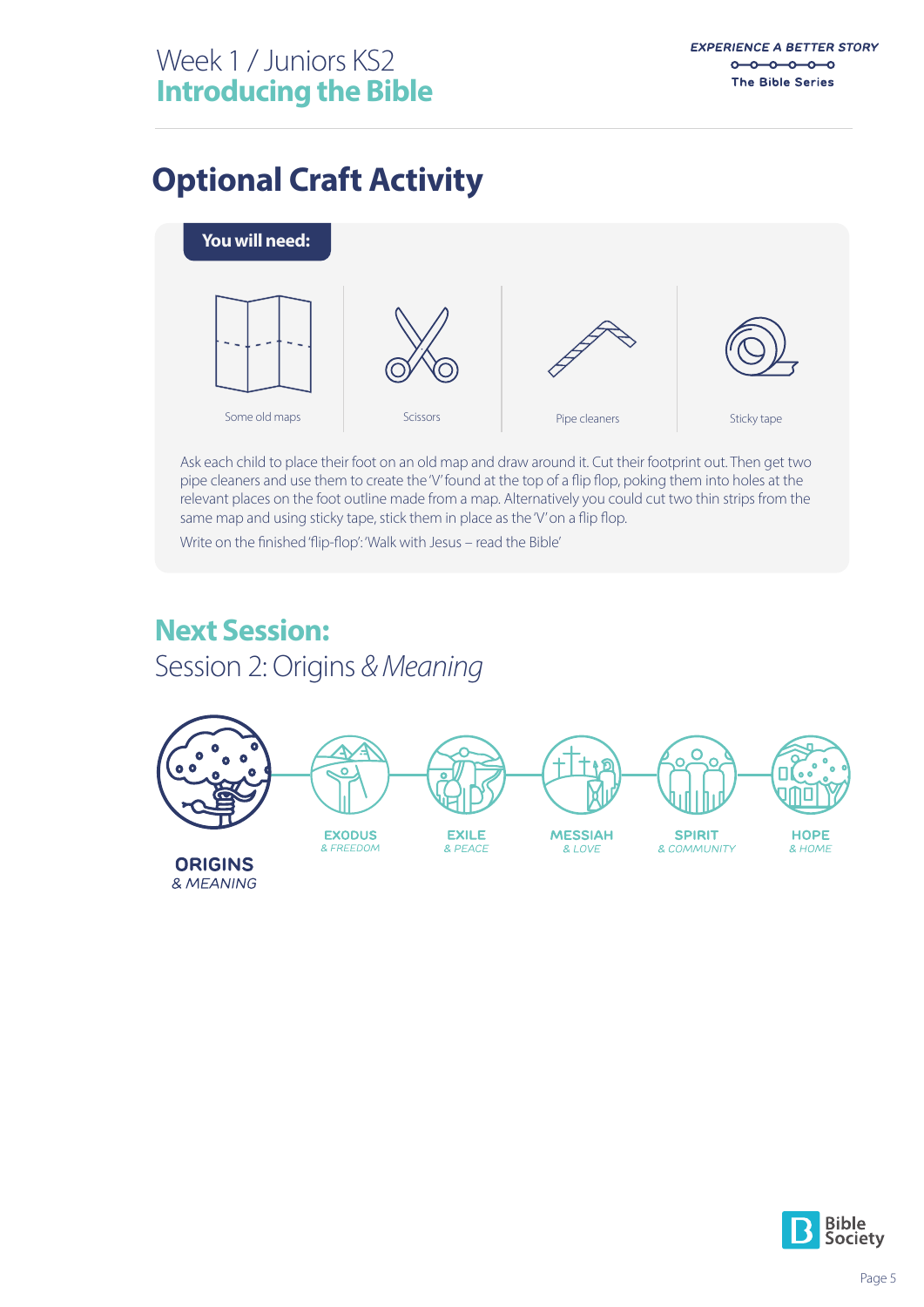# Optional Craft Activity

**You will need:**

- Some old maps
- Scissors
- Pipe cleaners
- Sticky tape

Ask each child to place their foot on an old map and draw around it. Cut their footprint out. Then get two pipe cleaners and use them to create the 'V' found at the top of a flip flop, poking them into holes at the relevant places on the foot outline made from a map. Alternatively you could cut two thin strips from the same map and using sticky tape, stick them in place as the 'V' on a flip flop.

Write on the finished 'flip-flop': 'Walk with Jesus – read the Bible'

## Next Session:

Session 2: Origins & *Meaning*

**ORIGINS** *& MEANING*

EXODUS *& FREEDOM*

EXILE *& PEACE*

MESSIAH *& LOVE*

SPIRIT *& COMMUNITY*

HOPE *& HOME*